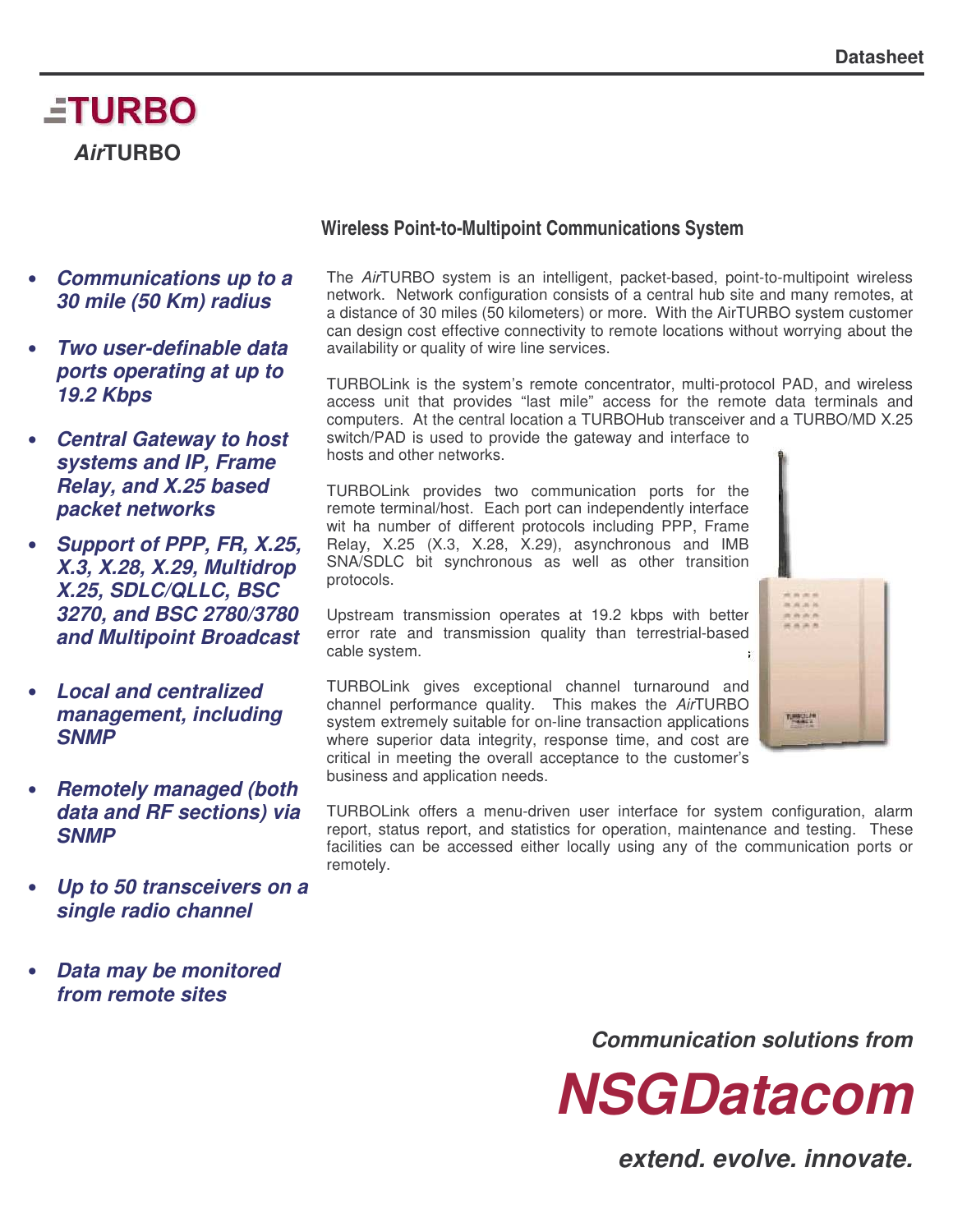Datasheet

# TURBO

## *Air*TURBO

### Wireless Point-to-Multipoint Communications System

- ***Communications up to a 30 mile (50 Km) radius***
- ***Two user-definable data ports operating at up to 19.2 Kbps***
- ***Central Gateway to host systems and IP, Frame Relay, and X.25 based packet networks***
- ***Support of PPP, FR, X.25, X.3, X.28, X.29, Multidrop X.25, SDLC/QLLC, BSC 3270, and BSC 2780/3780 and Multipoint Broadcast***
- ***Local and centralized management, including SNMP***
- ***Remotely managed (both data and RF sections) via SNMP***
- ***Up to 50 transceivers on a single radio channel***
- ***Data may be monitored from remote sites***

The *Air*TURBO system is an intelligent, packet-based, point-to-multipoint wireless network. Network configuration consists of a central hub site and many remotes, at a distance of 30 miles (50 kilometers) or more. With the AirTURBO system customer can design cost effective connectivity to remote locations without worrying about the availability or quality of wire line services.

TURBOLink is the system's remote concentrator, multi-protocol PAD, and wireless access unit that provides "last mile" access for the remote data terminals and computers. At the central location a TURBOHub transceiver and a TURBO/MD X.25 switch/PAD is used to provide the gateway and interface to hosts and other networks.

TURBOLink provides two communication ports for the remote terminal/host. Each port can independently interface wit ha number of different protocols including PPP, Frame Relay, X.25 (X.3, X.28, X.29), asynchronous and IMB SNA/SDLC bit synchronous as well as other transition protocols.

Upstream transmission operates at 19.2 kbps with better error rate and transmission quality than terrestrial-based cable system.

TURBOLink gives exceptional channel turnaround and channel performance quality. This makes the *Air*TURBO system extremely suitable for on-line transaction applications where superior data integrity, response time, and cost are critical in meeting the overall acceptance to the customer's business and application needs.

TURBOLink offers a menu-driven user interface for system configuration, alarm report, status report, and statistics for operation, maintenance and testing. These facilities can be accessed either locally using any of the communication ports or remotely.

***Communication solutions from***

# ***NSGDatacom***

***extend. evolve. innovate.***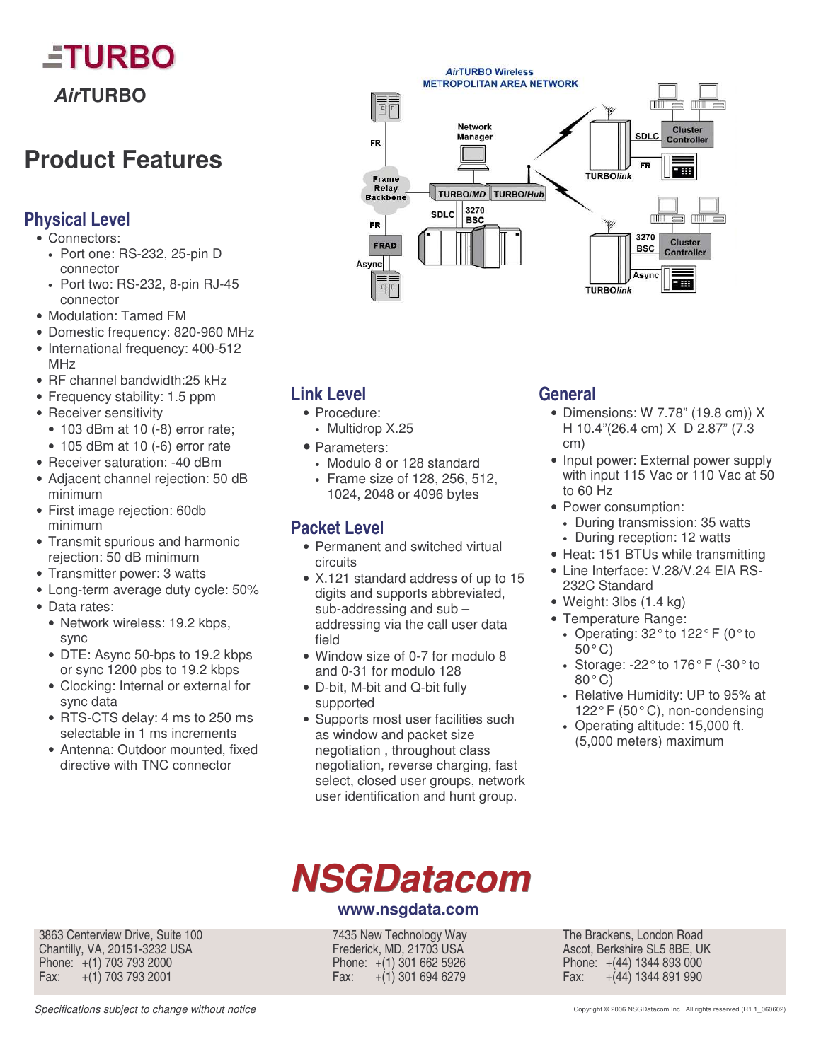# TURBO

***Air*TURBO**

## Product Features

AirTURBO Wireless
METROPOLITAN AREA NETWORK

FR
Network Manager
Frame Relay Backbone
TURBO/MD
TURBO/Hub
SDLC
3270 BSC
FR
FRAD
Async
SDLC
Cluster Controller
FR
TURBOlink
3270 BSC
Cluster Controller
Async
TURBOlink

### Physical Level

- Connectors:
  - Port one: RS-232, 25-pin D connector
  - Port two: RS-232, 8-pin RJ-45 connector
- Modulation: Tamed FM
- Domestic frequency: 820-960 MHz
- International frequency: 400-512 MHz
- RF channel bandwidth:25 kHz
- Frequency stability: 1.5 ppm
- Receiver sensitivity
  - 103 dBm at 10 (-8) error rate;
  - 105 dBm at 10 (-6) error rate
- Receiver saturation: -40 dBm
- Adjacent channel rejection: 50 dB minimum
- First image rejection: 60db minimum
- Transmit spurious and harmonic rejection: 50 dB minimum
- Transmitter power: 3 watts
- Long-term average duty cycle: 50%
- Data rates:
  - Network wireless: 19.2 kbps, sync
  - DTE: Async 50-bps to 19.2 kbps or sync 1200 pbs to 19.2 kbps
  - Clocking: Internal or external for sync data
  - RTS-CTS delay: 4 ms to 250 ms selectable in 1 ms increments
  - Antenna: Outdoor mounted, fixed directive with TNC connector

### Link Level

- Procedure:
  - Multidrop X.25
- Parameters:
  - Modulo 8 or 128 standard
  - Frame size of 128, 256, 512, 1024, 2048 or 4096 bytes

### Packet Level

- Permanent and switched virtual circuits
- X.121 standard address of up to 15 digits and supports abbreviated, sub-addressing and sub – addressing via the call user data field
- Window size of 0-7 for modulo 8 and 0-31 for modulo 128
- D-bit, M-bit and Q-bit fully supported
- Supports most user facilities such as window and packet size negotiation , throughout class negotiation, reverse charging, fast select, closed user groups, network user identification and hunt group.

### General

- Dimensions: W 7.78" (19.8 cm)) X H 10.4"(26.4 cm) X D 2.87" (7.3 cm)
- Input power: External power supply with input 115 Vac or 110 Vac at 50 to 60 Hz
- Power consumption:
  - During transmission: 35 watts
  - During reception: 12 watts
- Heat: 151 BTUs while transmitting
- Line Interface: V.28/V.24 EIA RS-232C Standard
- Weight: 3lbs (1.4 kg)
- Temperature Range:
  - Operating: 32° to 122° F (0° to 50° C)
  - Storage: -22° to 176° F (-30° to 80° C)
  - Relative Humidity: UP to 95% at 122° F (50° C), non-condensing
  - Operating altitude: 15,000 ft. (5,000 meters) maximum

**NSGDatacom**

www.nsgdata.com

3863 Centerview Drive, Suite 100
Chantilly, VA, 20151-3232 USA
Phone: +(1) 703 793 2000
Fax: +(1) 703 793 2001

7435 New Technology Way
Frederick, MD, 21703 USA
Phone: +(1) 301 662 5926
Fax: +(1) 301 694 6279

The Brackens, London Road
Ascot, Berkshire SL5 8BE, UK
Phone: +(44) 1344 893 000
Fax: +(44) 1344 891 990

*Specifications subject to change without notice*

Copyright © 2006 NSGDatacom Inc. All rights reserved (R1.1_060602)